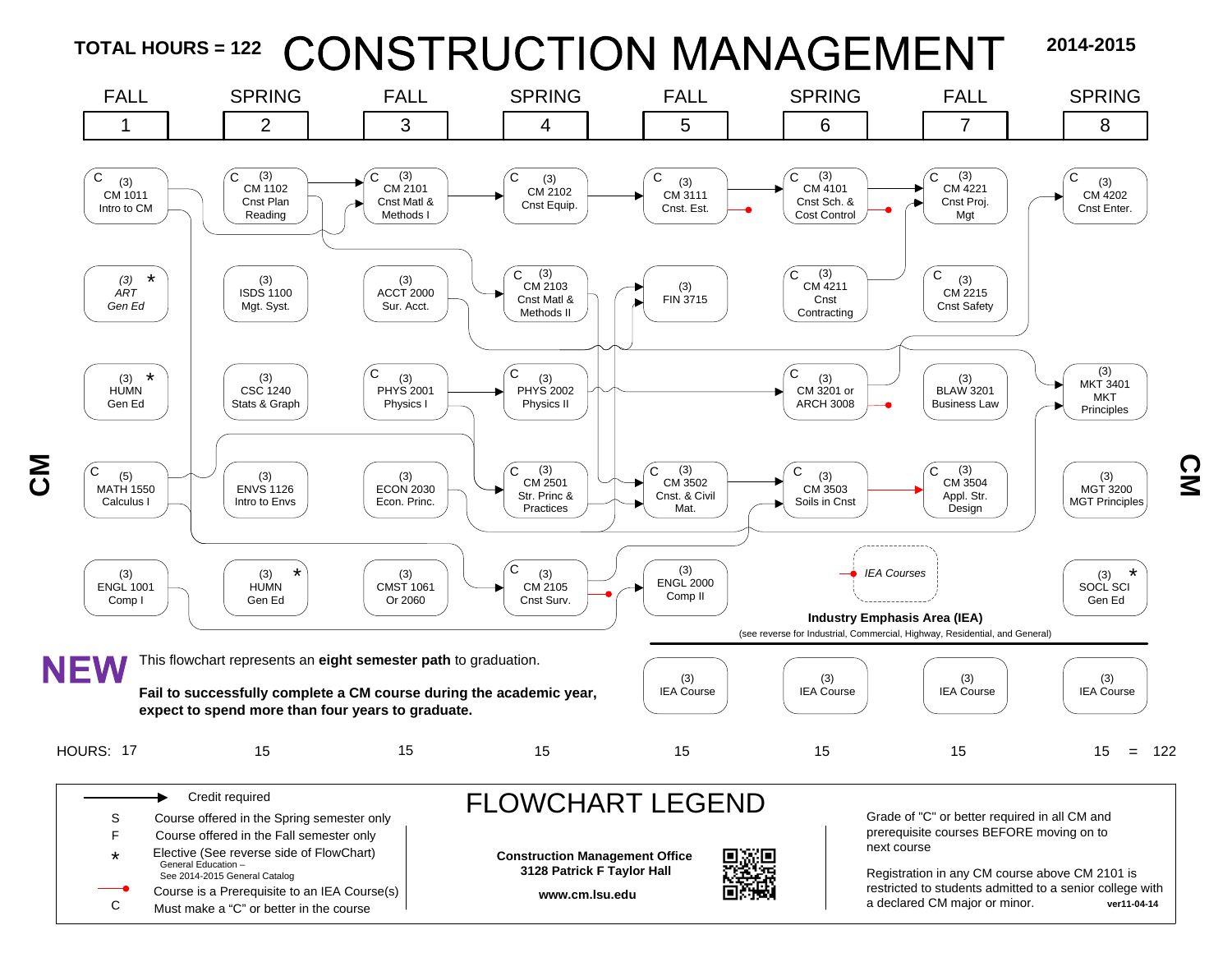# CONSTRUCTION MANAGEMENT

**TOTAL HOURS = 122**

**2014-2015**

| FALL 1 | SPRING 2 | FALL 3 | SPRING 4 | FALL 5 | SPRING 6 | FALL 7 | SPRING 8 |
|---|---|---|---|---|---|---|---|
| C (3) CM 1011 Intro to CM | C (3) CM 1102 Cnst Plan Reading | C (3) CM 2101 Cnst Matl & Methods I | C (3) CM 2102 Cnst Equip. | C (3) CM 3111 Cnst. Est. | C (3) CM 4101 Cnst Sch. & Cost Control | C (3) CM 4221 Cnst Proj. Mgt | C (3) CM 4202 Cnst Enter. |
| (3) * ART Gen Ed | (3) ISDS 1100 Mgt. Syst. | (3) ACCT 2000 Sur. Acct. | C (3) CM 2103 Cnst Matl & Methods II | (3) FIN 3715 | C (3) CM 4211 Cnst Contracting | C (3) CM 2215 Cnst Safety | |
| (3) * HUMN Gen Ed | (3) CSC 1240 Stats & Graph | C (3) PHYS 2001 Physics I | C (3) PHYS 2002 Physics II | | C (3) CM 3201 or ARCH 3008 | (3) BLAW 3201 Business Law | (3) MKT 3401 MKT Principles |
| C (5) MATH 1550 Calculus I | (3) ENVS 1126 Intro to Envs | (3) ECON 2030 Econ. Princ. | C (3) CM 2501 Str. Princ & Practices | C (3) CM 3502 Cnst. & Civil Mat. | C (3) CM 3503 Soils in Cnst | C (3) CM 3504 Appl. Str. Design | (3) MGT 3200 MGT Principles |
| (3) ENGL 1001 Comp I | (3) * HUMN Gen Ed | (3) CMST 1061 Or 2060 | C (3) CM 2105 Cnst Surv. | (3) ENGL 2000 Comp II | | | (3) * SOCL SCI Gen Ed |
| | | | | (3) IEA Course | (3) IEA Course | (3) IEA Course | (3) IEA Course |

IEA Courses

**Industry Emphasis Area (IEA)**

(see reverse for Industrial, Commercial, Highway, Residential, and General)

**NEW** This flowchart represents an **eight semester path** to graduation.

**Fail to successfully complete a CM course during the academic year, expect to spend more than four years to graduate.**

HOURS: 17 15 15 15 15 15 15 15 = 122

## FLOWCHART LEGEND

- → Credit required
- S Course offered in the Spring semester only
- F Course offered in the Fall semester only
- * Elective (See reverse side of FlowChart) General Education – See 2014-2015 General Catalog
- —● Course is a Prerequisite to an IEA Course(s)
- C Must make a "C" or better in the course

**Construction Management Office**
**3128 Patrick F Taylor Hall**

**www.cm.lsu.edu**

Grade of "C" or better required in all CM and prerequisite courses BEFORE moving on to next course

Registration in any CM course above CM 2101 is restricted to students admitted to a senior college with a declared CM major or minor.

**ver11-04-14**

**CM**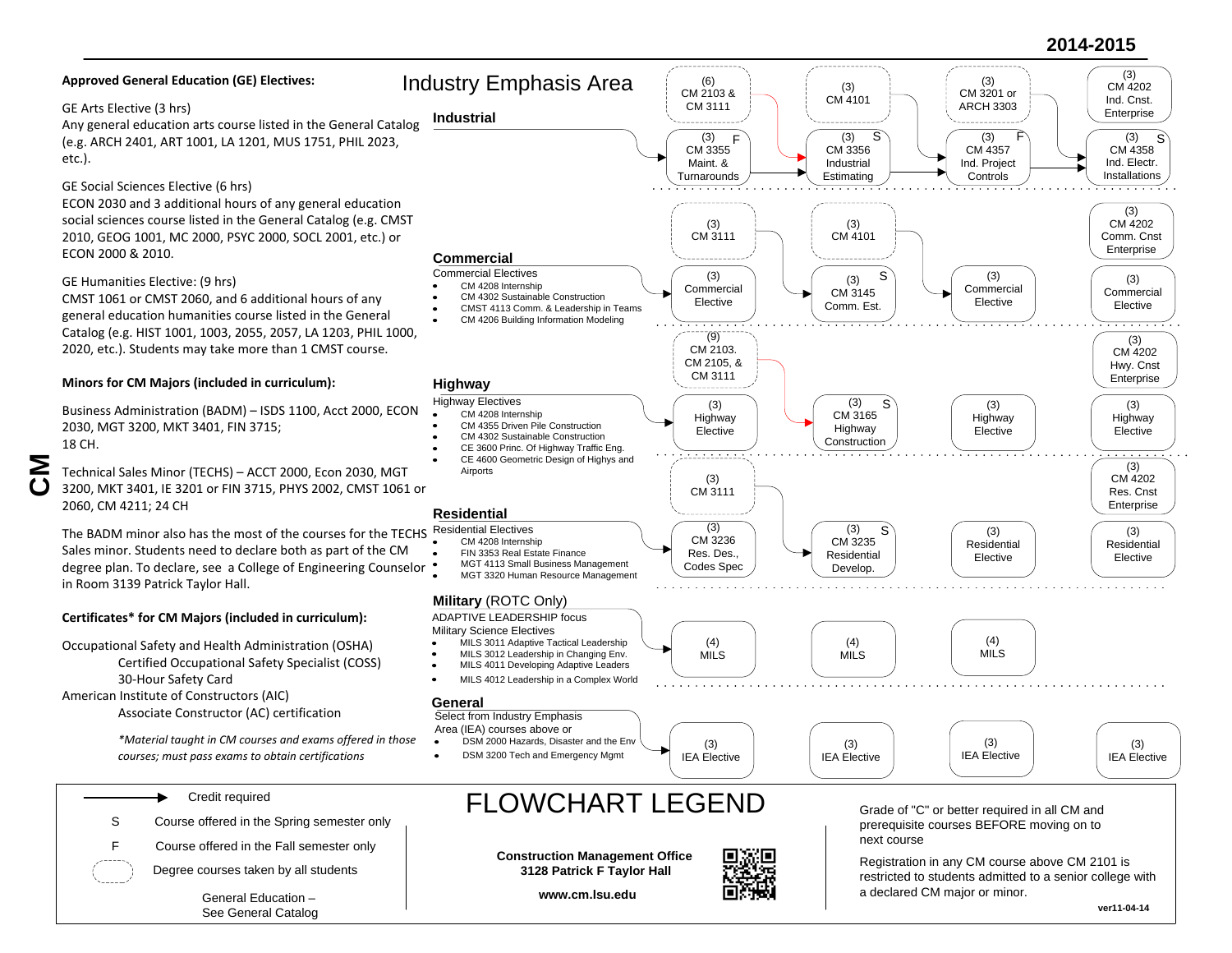**2014-2015**

**CM**

**Approved General Education (GE) Electives:**

GE Arts Elective (3 hrs)
Any general education arts course listed in the General Catalog (e.g. ARCH 2401, ART 1001, LA 1201, MUS 1751, PHIL 2023, etc.).

GE Social Sciences Elective (6 hrs)
ECON 2030 and 3 additional hours of any general education social sciences course listed in the General Catalog (e.g. CMST 2010, GEOG 1001, MC 2000, PSYC 2000, SOCL 2001, etc.) or ECON 2000 & 2010.

GE Humanities Elective: (9 hrs)
CMST 1061 or CMST 2060, and 6 additional hours of any general education humanities course listed in the General Catalog (e.g. HIST 1001, 1003, 2055, 2057, LA 1203, PHIL 1000, 2020, etc.). Students may take more than 1 CMST course.

**Minors for CM Majors (included in curriculum):**

Business Administration (BADM) – ISDS 1100, Acct 2000, ECON 2030, MGT 3200, MKT 3401, FIN 3715; 18 CH.

Technical Sales Minor (TECHS) – ACCT 2000, Econ 2030, MGT 3200, MKT 3401, IE 3201 or FIN 3715, PHYS 2002, CMST 1061 or 2060, CM 4211; 24 CH

The BADM minor also has the most of the courses for the TECHS Sales minor. Students need to declare both as part of the CM degree plan. To declare, see a College of Engineering Counselor in Room 3139 Patrick Taylor Hall.

**Certificates* for CM Majors (included in curriculum):**

Occupational Safety and Health Administration (OSHA)
Certified Occupational Safety Specialist (COSS)
30-Hour Safety Card
American Institute of Constructors (AIC)
Associate Constructor (AC) certification

*\*Material taught in CM courses and exams offered in those courses; must pass exams to obtain certifications*

# Industry Emphasis Area

## Industrial

(6) CM 2103 & CM 3111
(3) CM 4101
(3) CM 3201 or ARCH 3303
(3) CM 4202 Ind. Cnst. Enterprise
(3) F CM 3355 Maint. & Turnarounds
(3) S CM 3356 Industrial Estimating
(3) F CM 4357 Ind. Project Controls
(3) S CM 4358 Ind. Electr. Installations

## Commercial

Commercial Electives
- CM 4208 Internship
- CM 4302 Sustainable Construction
- CMST 4113 Comm. & Leadership in Teams
- CM 4206 Building Information Modeling

(3) CM 3111
(3) CM 4101
(3) CM 4202 Comm. Cnst Enterprise
(3) Commercial Elective
(3) S CM 3145 Comm. Est.
(3) Commercial Elective
(3) Commercial Elective

## Highway

Highway Electives
- CM 4208 Internship
- CM 4355 Driven Pile Construction
- CM 4302 Sustainable Construction
- CE 3600 Princ. Of Highway Traffic Eng.
- CE 4600 Geometric Design of Highys and Airports

(9) CM 2103. CM 2105, & CM 3111
(3) CM 4202 Hwy. Cnst Enterprise
(3) Highway Elective
(3) S CM 3165 Highway Construction
(3) Highway Elective
(3) Highway Elective

## Residential

Residential Electives
- CM 4208 Internship
- FIN 3353 Real Estate Finance
- MGT 4113 Small Business Management
- MGT 3320 Human Resource Management

(3) CM 3111
(3) CM 4202 Res. Cnst Enterprise
(3) CM 3236 Res. Des., Codes Spec
(3) S CM 3235 Residential Develop.
(3) Residential Elective
(3) Residential Elective

## Military (ROTC Only)

ADAPTIVE LEADERSHIP focus
Military Science Electives
- MILS 3011 Adaptive Tactical Leadership
- MILS 3012 Leadership in Changing Env.
- MILS 4011 Developing Adaptive Leaders
- MILS 4012 Leadership in a Complex World

(4) MILS
(4) MILS
(4) MILS

## General

Select from Industry Emphasis Area (IEA) courses above or
- DSM 2000 Hazards, Disaster and the Env
- DSM 3200 Tech and Emergency Mgmt

(3) IEA Elective
(3) IEA Elective
(3) IEA Elective
(3) IEA Elective

# FLOWCHART LEGEND

Arrow: Credit required
S: Course offered in the Spring semester only
F: Course offered in the Fall semester only
Dashed box: Degree courses taken by all students
General Education – See General Catalog

**Construction Management Office**
**3128 Patrick F Taylor Hall**

**www.cm.lsu.edu**

Grade of "C" or better required in all CM and prerequisite courses BEFORE moving on to next course

Registration in any CM course above CM 2101 is restricted to students admitted to a senior college with a declared CM major or minor.

**ver11-04-14**